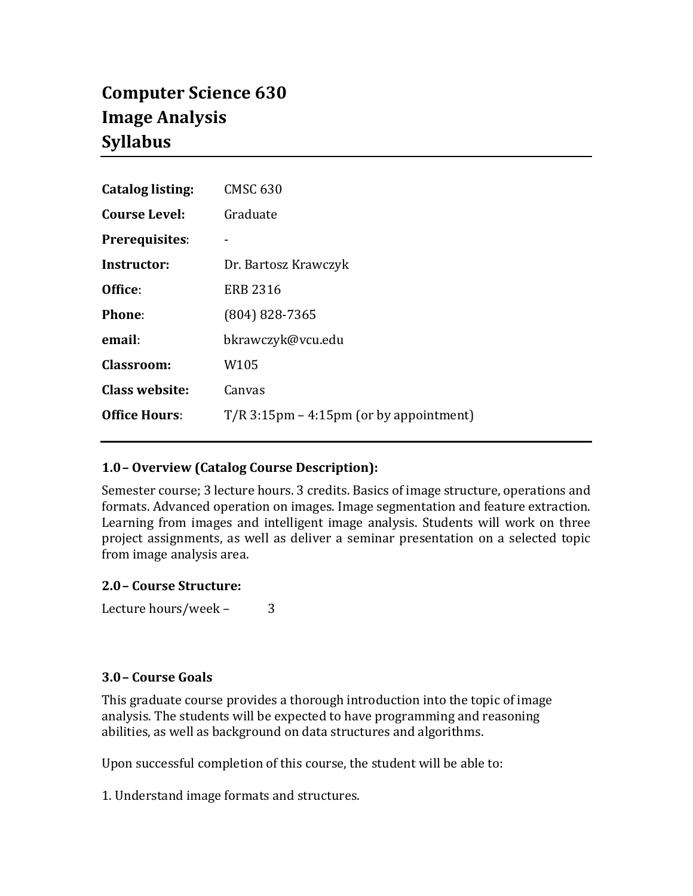# Computer Science 630
# Image Analysis
# Syllabus

| | |
|---|---|
| **Catalog listing:** | CMSC 630 |
| **Course Level:** | Graduate |
| **Prerequisites**: | - |
| **Instructor:** | Dr. Bartosz Krawczyk |
| **Office**: | ERB 2316 |
| **Phone**: | (804) 828-7365 |
| **email**: | bkrawczyk@vcu.edu |
| **Classroom:** | W105 |
| **Class website:** | Canvas |
| **Office Hours**: | T/R 3:15pm – 4:15pm (or by appointment) |

### 1.0 – Overview (Catalog Course Description):

Semester course; 3 lecture hours. 3 credits. Basics of image structure, operations and formats. Advanced operation on images. Image segmentation and feature extraction. Learning from images and intelligent image analysis. Students will work on three project assignments, as well as deliver a seminar presentation on a selected topic from image analysis area.

### 2.0 – Course Structure:

Lecture hours/week – 3

### 3.0 – Course Goals

This graduate course provides a thorough introduction into the topic of image analysis. The students will be expected to have programming and reasoning abilities, as well as background on data structures and algorithms.

Upon successful completion of this course, the student will be able to:

1. Understand image formats and structures.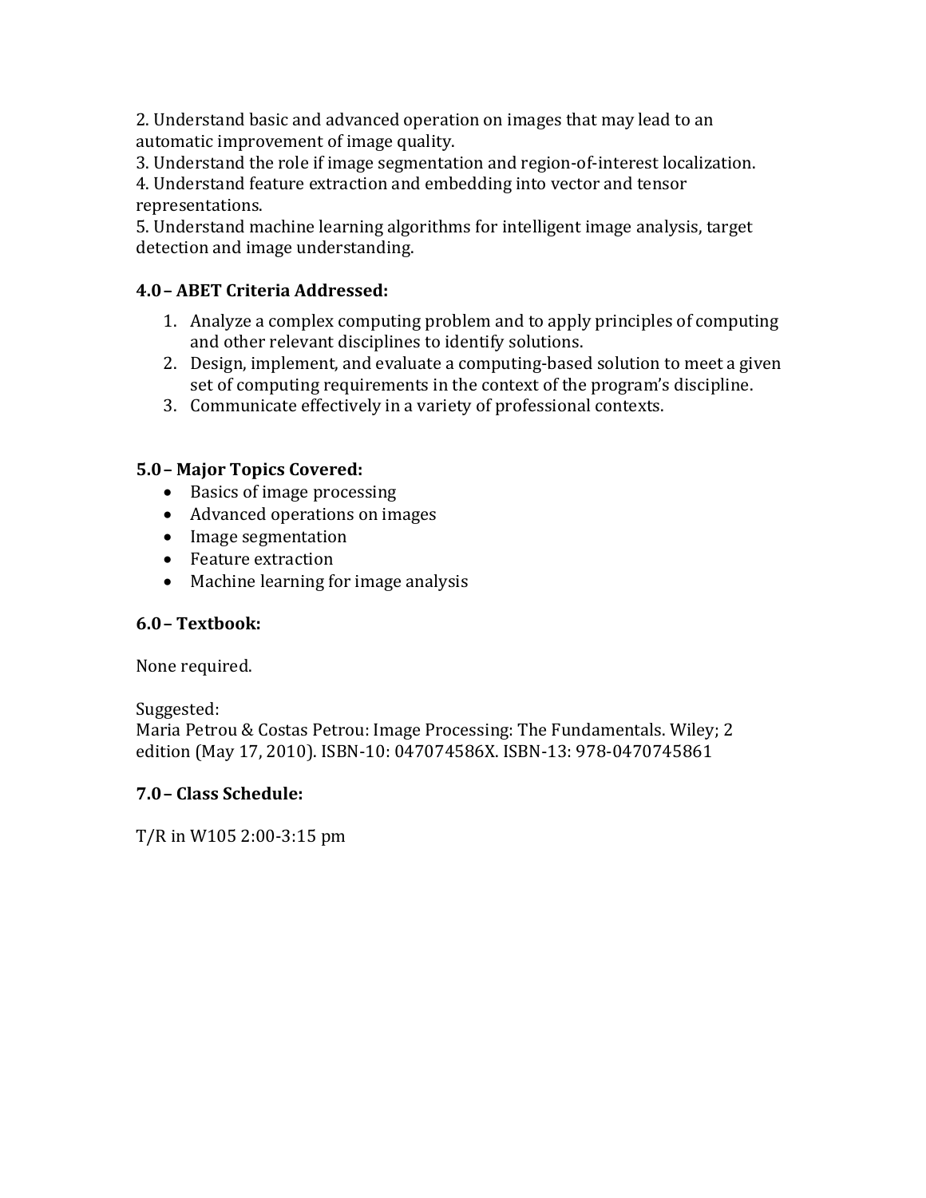2. Understand basic and advanced operation on images that may lead to an automatic improvement of image quality.
3. Understand the role if image segmentation and region-of-interest localization.
4. Understand feature extraction and embedding into vector and tensor representations.
5. Understand machine learning algorithms for intelligent image analysis, target detection and image understanding.

**4.0 – ABET Criteria Addressed:**

1. Analyze a complex computing problem and to apply principles of computing and other relevant disciplines to identify solutions.
2. Design, implement, and evaluate a computing-based solution to meet a given set of computing requirements in the context of the program's discipline.
3. Communicate effectively in a variety of professional contexts.

**5.0 – Major Topics Covered:**

- Basics of image processing
- Advanced operations on images
- Image segmentation
- Feature extraction
- Machine learning for image analysis

**6.0 – Textbook:**

None required.

Suggested:
Maria Petrou & Costas Petrou: Image Processing: The Fundamentals. Wiley; 2 edition (May 17, 2010). ISBN-10: 047074586X. ISBN-13: 978-0470745861

**7.0 – Class Schedule:**

T/R in W105 2:00-3:15 pm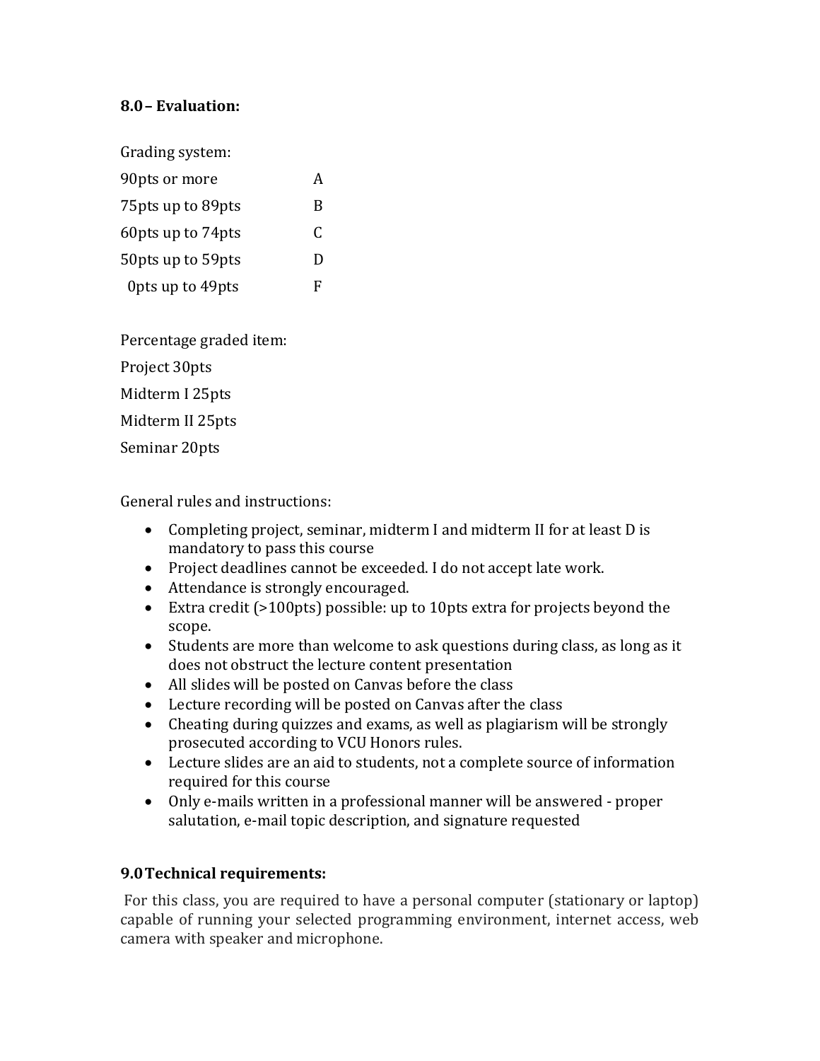### 8.0 – Evaluation:

Grading system:

| | |
|---|---|
| 90pts or more | A |
| 75pts up to 89pts | B |
| 60pts up to 74pts | C |
| 50pts up to 59pts | D |
| 0pts up to 49pts | F |

Percentage graded item:

Project 30pts

Midterm I 25pts

Midterm II 25pts

Seminar 20pts

General rules and instructions:

- Completing project, seminar, midterm I and midterm II for at least D is mandatory to pass this course
- Project deadlines cannot be exceeded. I do not accept late work.
- Attendance is strongly encouraged.
- Extra credit (>100pts) possible: up to 10pts extra for projects beyond the scope.
- Students are more than welcome to ask questions during class, as long as it does not obstruct the lecture content presentation
- All slides will be posted on Canvas before the class
- Lecture recording will be posted on Canvas after the class
- Cheating during quizzes and exams, as well as plagiarism will be strongly prosecuted according to VCU Honors rules.
- Lecture slides are an aid to students, not a complete source of information required for this course
- Only e-mails written in a professional manner will be answered - proper salutation, e-mail topic description, and signature requested

### 9.0 Technical requirements:

For this class, you are required to have a personal computer (stationary or laptop) capable of running your selected programming environment, internet access, web camera with speaker and microphone.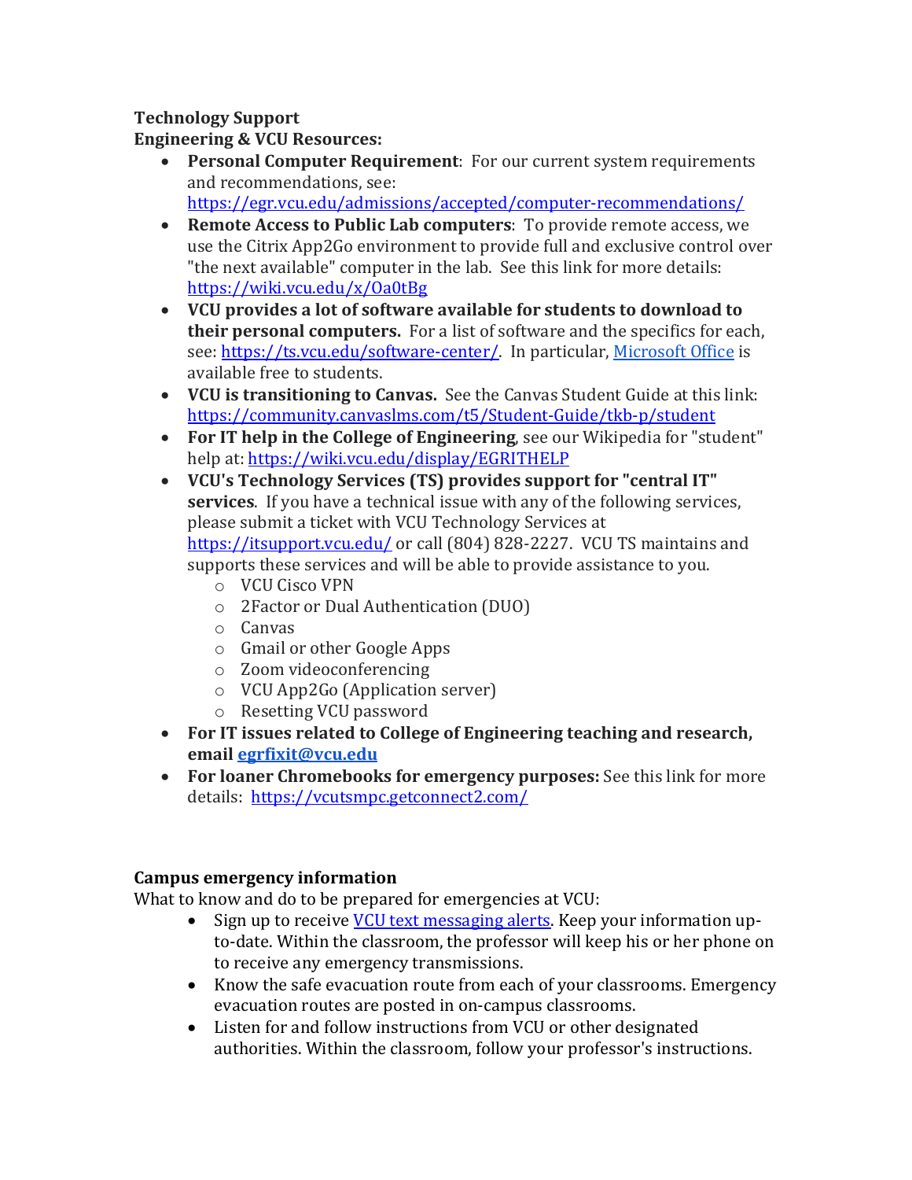**Technology Support**

**Engineering & VCU Resources:**

- **Personal Computer Requirement**: For our current system requirements and recommendations, see: https://egr.vcu.edu/admissions/accepted/computer-recommendations/
- **Remote Access to Public Lab computers**: To provide remote access, we use the Citrix App2Go environment to provide full and exclusive control over "the next available" computer in the lab. See this link for more details: https://wiki.vcu.edu/x/Oa0tBg
- **VCU provides a lot of software available for students to download to their personal computers.** For a list of software and the specifics for each, see: https://ts.vcu.edu/software-center/. In particular, Microsoft Office is available free to students.
- **VCU is transitioning to Canvas.** See the Canvas Student Guide at this link: https://community.canvaslms.com/t5/Student-Guide/tkb-p/student
- **For IT help in the College of Engineering**, see our Wikipedia for "student" help at: https://wiki.vcu.edu/display/EGRITHELP
- **VCU's Technology Services (TS) provides support for "central IT" services**. If you have a technical issue with any of the following services, please submit a ticket with VCU Technology Services at https://itsupport.vcu.edu/ or call (804) 828-2227. VCU TS maintains and supports these services and will be able to provide assistance to you.
  - VCU Cisco VPN
  - 2Factor or Dual Authentication (DUO)
  - Canvas
  - Gmail or other Google Apps
  - Zoom videoconferencing
  - VCU App2Go (Application server)
  - Resetting VCU password
- **For IT issues related to College of Engineering teaching and research, email egrfixit@vcu.edu**
- **For loaner Chromebooks for emergency purposes:** See this link for more details: https://vcutsmpc.getconnect2.com/

**Campus emergency information**

What to know and do to be prepared for emergencies at VCU:

- Sign up to receive VCU text messaging alerts. Keep your information up-to-date. Within the classroom, the professor will keep his or her phone on to receive any emergency transmissions.
- Know the safe evacuation route from each of your classrooms. Emergency evacuation routes are posted in on-campus classrooms.
- Listen for and follow instructions from VCU or other designated authorities. Within the classroom, follow your professor's instructions.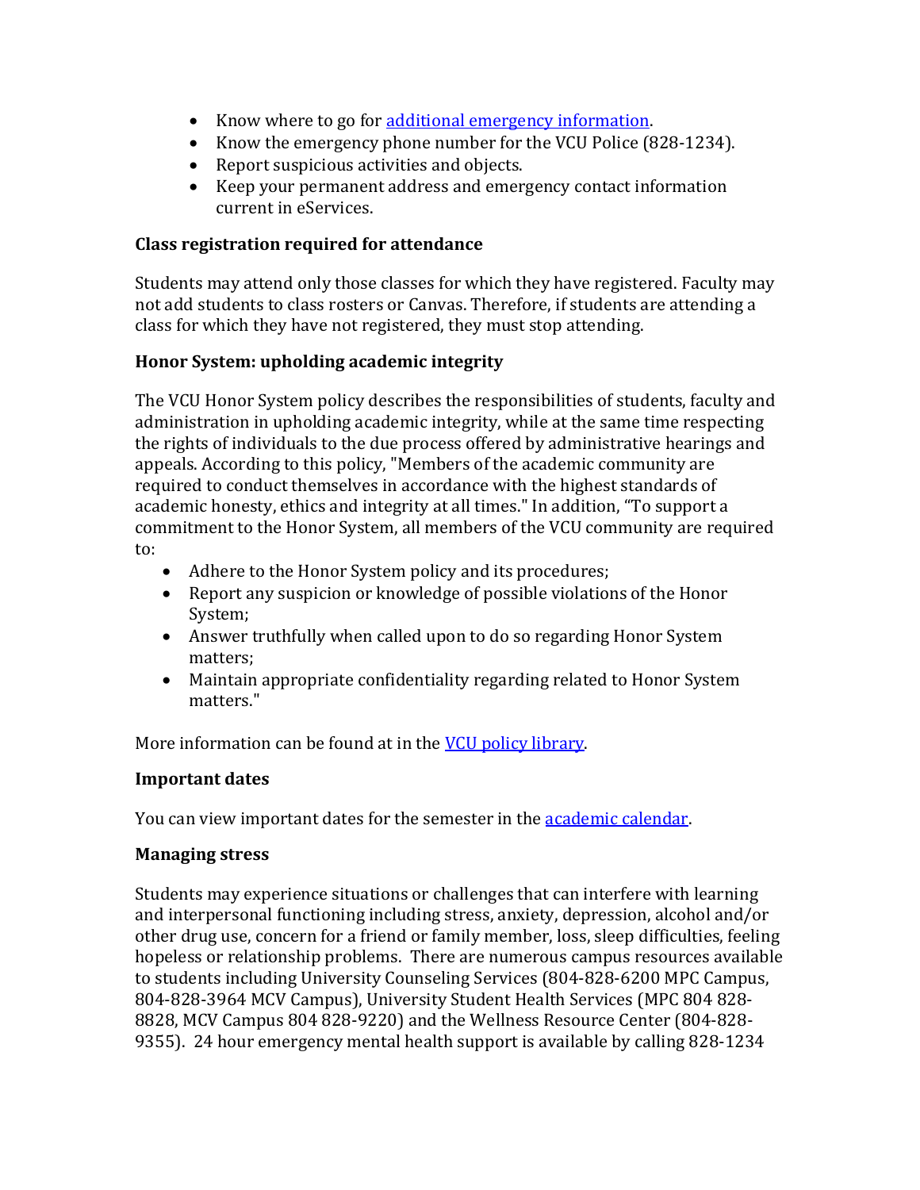- Know where to go for additional emergency information.
- Know the emergency phone number for the VCU Police (828-1234).
- Report suspicious activities and objects.
- Keep your permanent address and emergency contact information current in eServices.

**Class registration required for attendance**

Students may attend only those classes for which they have registered. Faculty may not add students to class rosters or Canvas. Therefore, if students are attending a class for which they have not registered, they must stop attending.

**Honor System: upholding academic integrity**

The VCU Honor System policy describes the responsibilities of students, faculty and administration in upholding academic integrity, while at the same time respecting the rights of individuals to the due process offered by administrative hearings and appeals. According to this policy, "Members of the academic community are required to conduct themselves in accordance with the highest standards of academic honesty, ethics and integrity at all times." In addition, "To support a commitment to the Honor System, all members of the VCU community are required to:

- Adhere to the Honor System policy and its procedures;
- Report any suspicion or knowledge of possible violations of the Honor System;
- Answer truthfully when called upon to do so regarding Honor System matters;
- Maintain appropriate confidentiality regarding related to Honor System matters."

More information can be found at in the VCU policy library.

**Important dates**

You can view important dates for the semester in the academic calendar.

**Managing stress**

Students may experience situations or challenges that can interfere with learning and interpersonal functioning including stress, anxiety, depression, alcohol and/or other drug use, concern for a friend or family member, loss, sleep difficulties, feeling hopeless or relationship problems. There are numerous campus resources available to students including University Counseling Services (804-828-6200 MPC Campus, 804-828-3964 MCV Campus), University Student Health Services (MPC 804 828-8828, MCV Campus 804 828-9220) and the Wellness Resource Center (804-828-9355). 24 hour emergency mental health support is available by calling 828-1234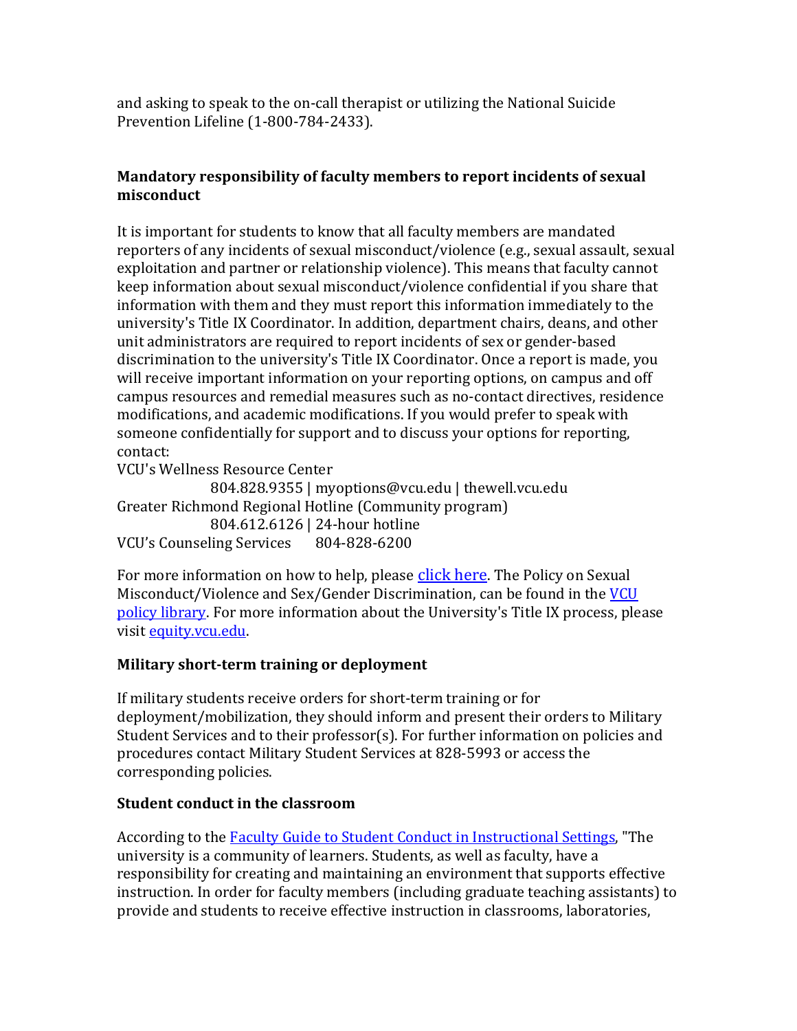and asking to speak to the on-call therapist or utilizing the National Suicide Prevention Lifeline (1-800-784-2433).

**Mandatory responsibility of faculty members to report incidents of sexual misconduct**

It is important for students to know that all faculty members are mandated reporters of any incidents of sexual misconduct/violence (e.g., sexual assault, sexual exploitation and partner or relationship violence). This means that faculty cannot keep information about sexual misconduct/violence confidential if you share that information with them and they must report this information immediately to the university's Title IX Coordinator. In addition, department chairs, deans, and other unit administrators are required to report incidents of sex or gender-based discrimination to the university's Title IX Coordinator. Once a report is made, you will receive important information on your reporting options, on campus and off campus resources and remedial measures such as no-contact directives, residence modifications, and academic modifications. If you would prefer to speak with someone confidentially for support and to discuss your options for reporting, contact:

VCU's Wellness Resource Center
804.828.9355 | myoptions@vcu.edu | thewell.vcu.edu
Greater Richmond Regional Hotline (Community program)
804.612.6126 | 24-hour hotline
VCU's Counseling Services 804-828-6200

For more information on how to help, please click here. The Policy on Sexual Misconduct/Violence and Sex/Gender Discrimination, can be found in the VCU policy library. For more information about the University's Title IX process, please visit equity.vcu.edu.

**Military short-term training or deployment**

If military students receive orders for short-term training or for deployment/mobilization, they should inform and present their orders to Military Student Services and to their professor(s). For further information on policies and procedures contact Military Student Services at 828-5993 or access the corresponding policies.

**Student conduct in the classroom**

According to the Faculty Guide to Student Conduct in Instructional Settings, "The university is a community of learners. Students, as well as faculty, have a responsibility for creating and maintaining an environment that supports effective instruction. In order for faculty members (including graduate teaching assistants) to provide and students to receive effective instruction in classrooms, laboratories,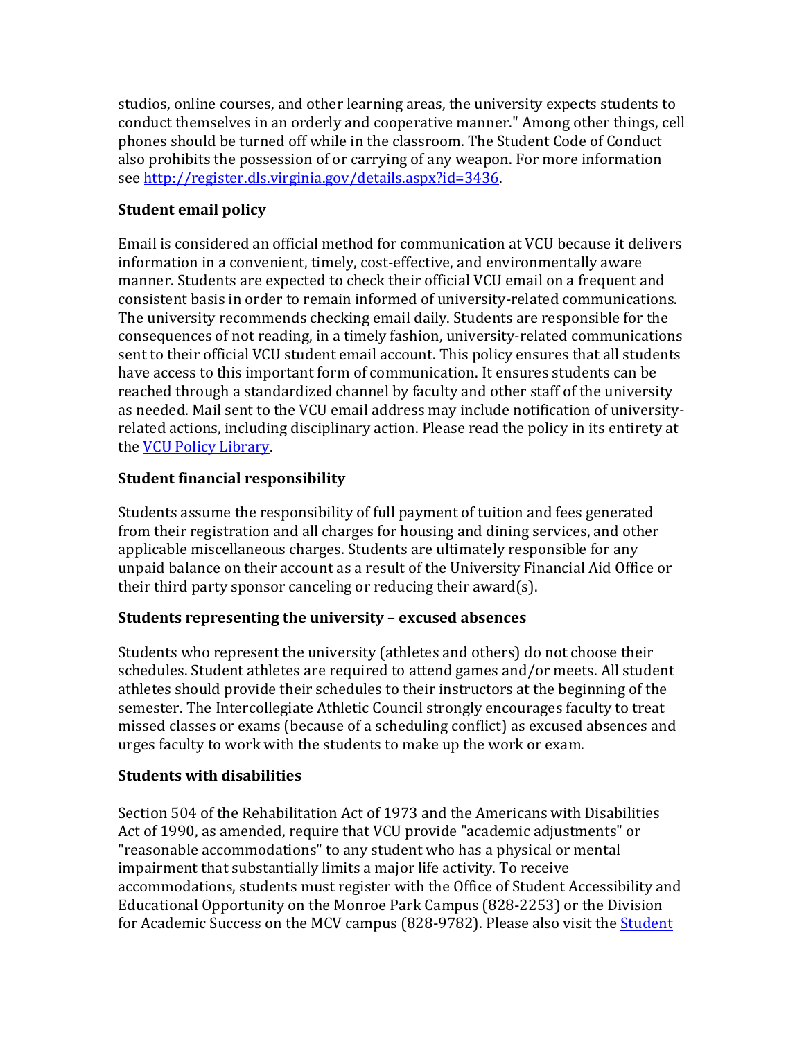studios, online courses, and other learning areas, the university expects students to conduct themselves in an orderly and cooperative manner." Among other things, cell phones should be turned off while in the classroom. The Student Code of Conduct also prohibits the possession of or carrying of any weapon. For more information see [http://register.dls.virginia.gov/details.aspx?id=3436](http://register.dls.virginia.gov/details.aspx?id=3436).

**Student email policy**

Email is considered an official method for communication at VCU because it delivers information in a convenient, timely, cost-effective, and environmentally aware manner. Students are expected to check their official VCU email on a frequent and consistent basis in order to remain informed of university-related communications. The university recommends checking email daily. Students are responsible for the consequences of not reading, in a timely fashion, university-related communications sent to their official VCU student email account. This policy ensures that all students have access to this important form of communication. It ensures students can be reached through a standardized channel by faculty and other staff of the university as needed. Mail sent to the VCU email address may include notification of university-related actions, including disciplinary action. Please read the policy in its entirety at the VCU Policy Library.

**Student financial responsibility**

Students assume the responsibility of full payment of tuition and fees generated from their registration and all charges for housing and dining services, and other applicable miscellaneous charges. Students are ultimately responsible for any unpaid balance on their account as a result of the University Financial Aid Office or their third party sponsor canceling or reducing their award(s).

**Students representing the university – excused absences**

Students who represent the university (athletes and others) do not choose their schedules. Student athletes are required to attend games and/or meets. All student athletes should provide their schedules to their instructors at the beginning of the semester. The Intercollegiate Athletic Council strongly encourages faculty to treat missed classes or exams (because of a scheduling conflict) as excused absences and urges faculty to work with the students to make up the work or exam.

**Students with disabilities**

Section 504 of the Rehabilitation Act of 1973 and the Americans with Disabilities Act of 1990, as amended, require that VCU provide "academic adjustments" or "reasonable accommodations" to any student who has a physical or mental impairment that substantially limits a major life activity. To receive accommodations, students must register with the Office of Student Accessibility and Educational Opportunity on the Monroe Park Campus (828-2253) or the Division for Academic Success on the MCV campus (828-9782). Please also visit the Student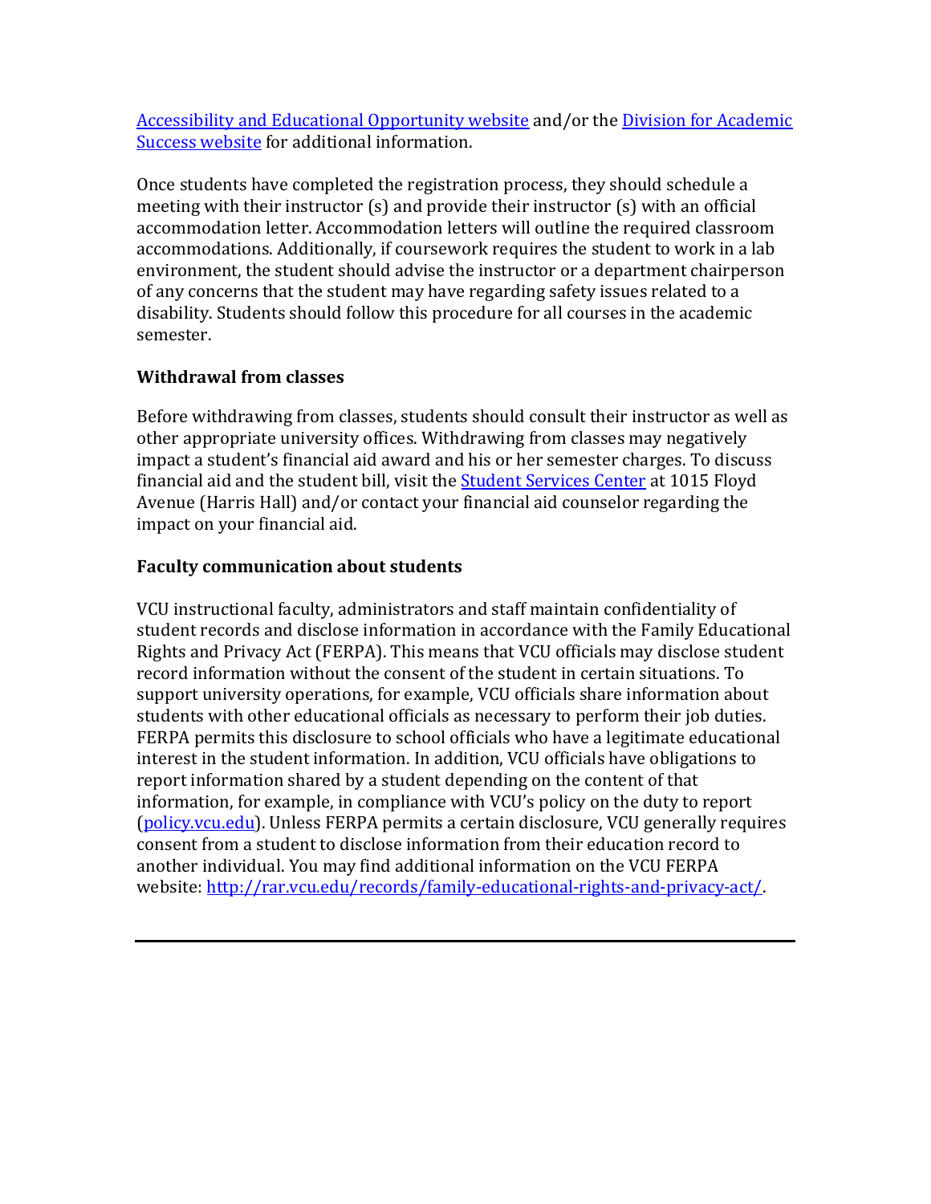[Accessibility and Educational Opportunity website](#) and/or the [Division for Academic Success website](#) for additional information.

Once students have completed the registration process, they should schedule a meeting with their instructor (s) and provide their instructor (s) with an official accommodation letter. Accommodation letters will outline the required classroom accommodations. Additionally, if coursework requires the student to work in a lab environment, the student should advise the instructor or a department chairperson of any concerns that the student may have regarding safety issues related to a disability. Students should follow this procedure for all courses in the academic semester.

**Withdrawal from classes**

Before withdrawing from classes, students should consult their instructor as well as other appropriate university offices. Withdrawing from classes may negatively impact a student's financial aid award and his or her semester charges. To discuss financial aid and the student bill, visit the [Student Services Center](#) at 1015 Floyd Avenue (Harris Hall) and/or contact your financial aid counselor regarding the impact on your financial aid.

**Faculty communication about students**

VCU instructional faculty, administrators and staff maintain confidentiality of student records and disclose information in accordance with the Family Educational Rights and Privacy Act (FERPA). This means that VCU officials may disclose student record information without the consent of the student in certain situations. To support university operations, for example, VCU officials share information about students with other educational officials as necessary to perform their job duties. FERPA permits this disclosure to school officials who have a legitimate educational interest in the student information. In addition, VCU officials have obligations to report information shared by a student depending on the content of that information, for example, in compliance with VCU's policy on the duty to report ([policy.vcu.edu](policy.vcu.edu)). Unless FERPA permits a certain disclosure, VCU generally requires consent from a student to disclose information from their education record to another individual. You may find additional information on the VCU FERPA website: [http://rar.vcu.edu/records/family-educational-rights-and-privacy-act/](http://rar.vcu.edu/records/family-educational-rights-and-privacy-act/).

---